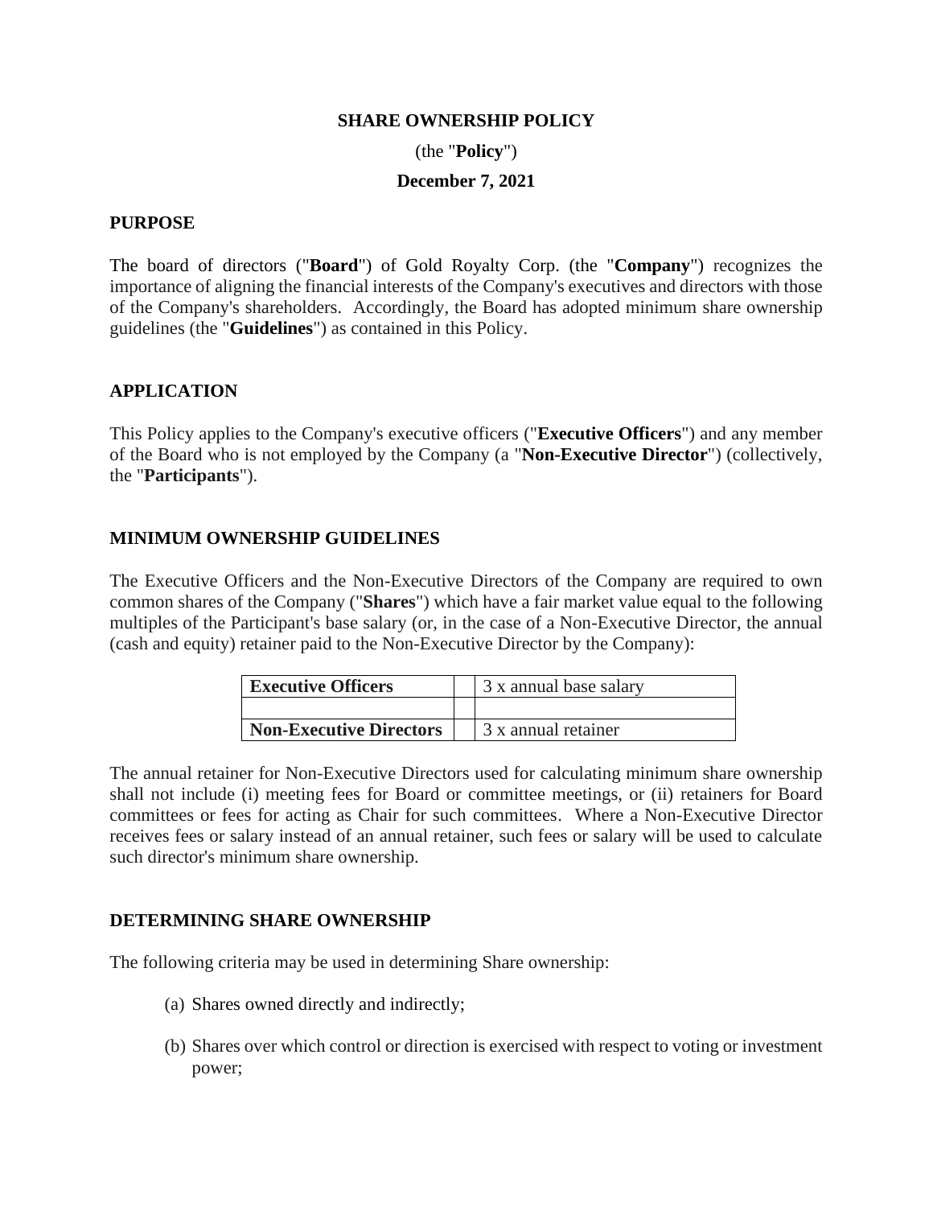# SHARE OWNERSHIP POLICY

(the "**Policy**")

**December 7, 2021**

## PURPOSE

The board of directors ("**Board**") of Gold Royalty Corp. (the "**Company**") recognizes the importance of aligning the financial interests of the Company's executives and directors with those of the Company's shareholders. Accordingly, the Board has adopted minimum share ownership guidelines (the "**Guidelines**") as contained in this Policy.

## APPLICATION

This Policy applies to the Company's executive officers ("**Executive Officers**") and any member of the Board who is not employed by the Company (a "**Non-Executive Director**") (collectively, the "**Participants**").

## MINIMUM OWNERSHIP GUIDELINES

The Executive Officers and the Non-Executive Directors of the Company are required to own common shares of the Company ("**Shares**") which have a fair market value equal to the following multiples of the Participant's base salary (or, in the case of a Non-Executive Director, the annual (cash and equity) retainer paid to the Non-Executive Director by the Company):

| **Executive Officers** | | 3 x annual base salary |
|---|---|---|
| | | |
| **Non-Executive Directors** | | 3 x annual retainer |

The annual retainer for Non-Executive Directors used for calculating minimum share ownership shall not include (i) meeting fees for Board or committee meetings, or (ii) retainers for Board committees or fees for acting as Chair for such committees. Where a Non-Executive Director receives fees or salary instead of an annual retainer, such fees or salary will be used to calculate such director's minimum share ownership.

## DETERMINING SHARE OWNERSHIP

The following criteria may be used in determining Share ownership:

(a) Shares owned directly and indirectly;

(b) Shares over which control or direction is exercised with respect to voting or investment power;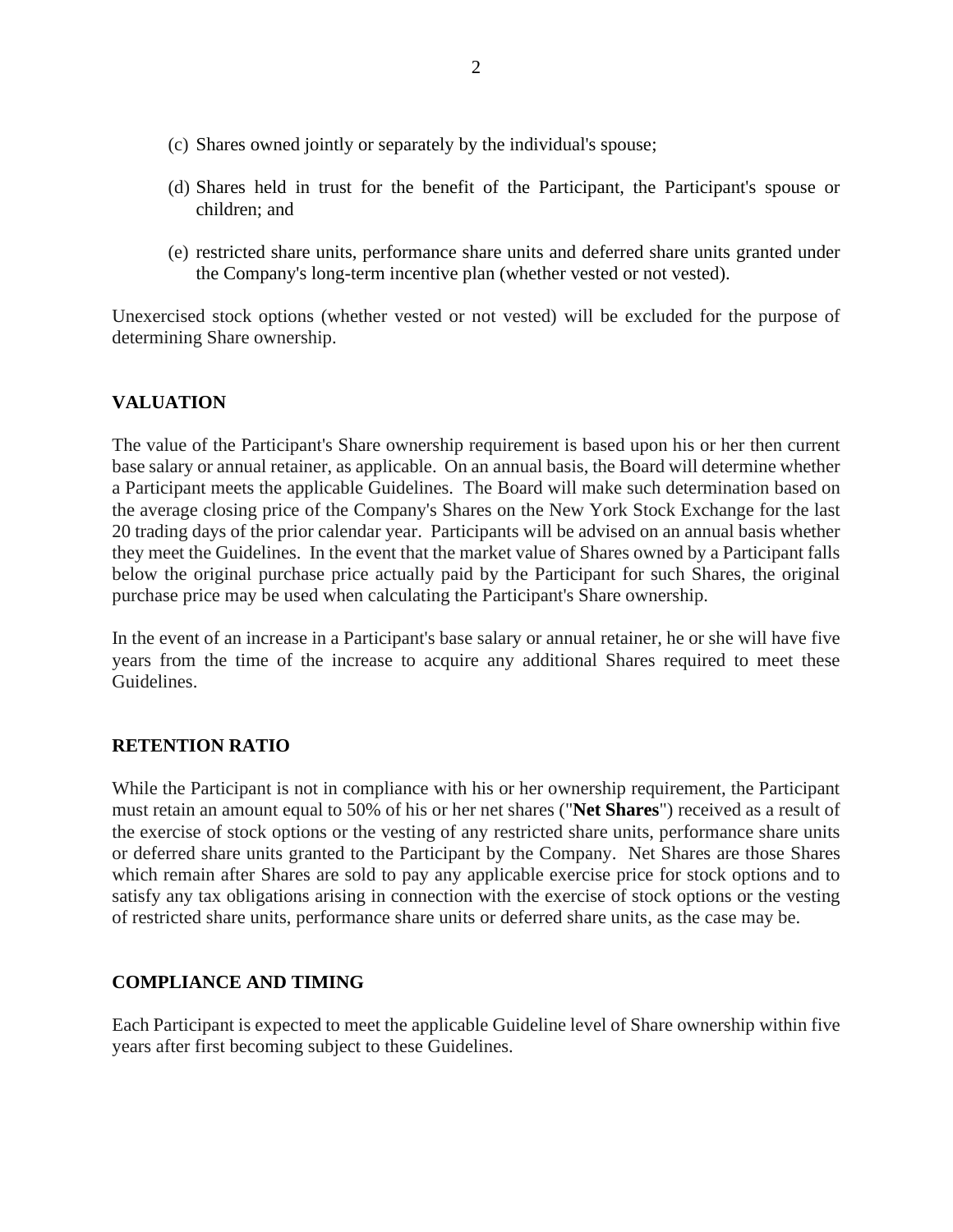(c) Shares owned jointly or separately by the individual's spouse;

(d) Shares held in trust for the benefit of the Participant, the Participant's spouse or children; and

(e) restricted share units, performance share units and deferred share units granted under the Company's long-term incentive plan (whether vested or not vested).

Unexercised stock options (whether vested or not vested) will be excluded for the purpose of determining Share ownership.

## VALUATION

The value of the Participant's Share ownership requirement is based upon his or her then current base salary or annual retainer, as applicable. On an annual basis, the Board will determine whether a Participant meets the applicable Guidelines. The Board will make such determination based on the average closing price of the Company's Shares on the New York Stock Exchange for the last 20 trading days of the prior calendar year. Participants will be advised on an annual basis whether they meet the Guidelines. In the event that the market value of Shares owned by a Participant falls below the original purchase price actually paid by the Participant for such Shares, the original purchase price may be used when calculating the Participant's Share ownership.

In the event of an increase in a Participant's base salary or annual retainer, he or she will have five years from the time of the increase to acquire any additional Shares required to meet these Guidelines.

## RETENTION RATIO

While the Participant is not in compliance with his or her ownership requirement, the Participant must retain an amount equal to 50% of his or her net shares ("**Net Shares**") received as a result of the exercise of stock options or the vesting of any restricted share units, performance share units or deferred share units granted to the Participant by the Company. Net Shares are those Shares which remain after Shares are sold to pay any applicable exercise price for stock options and to satisfy any tax obligations arising in connection with the exercise of stock options or the vesting of restricted share units, performance share units or deferred share units, as the case may be.

## COMPLIANCE AND TIMING

Each Participant is expected to meet the applicable Guideline level of Share ownership within five years after first becoming subject to these Guidelines.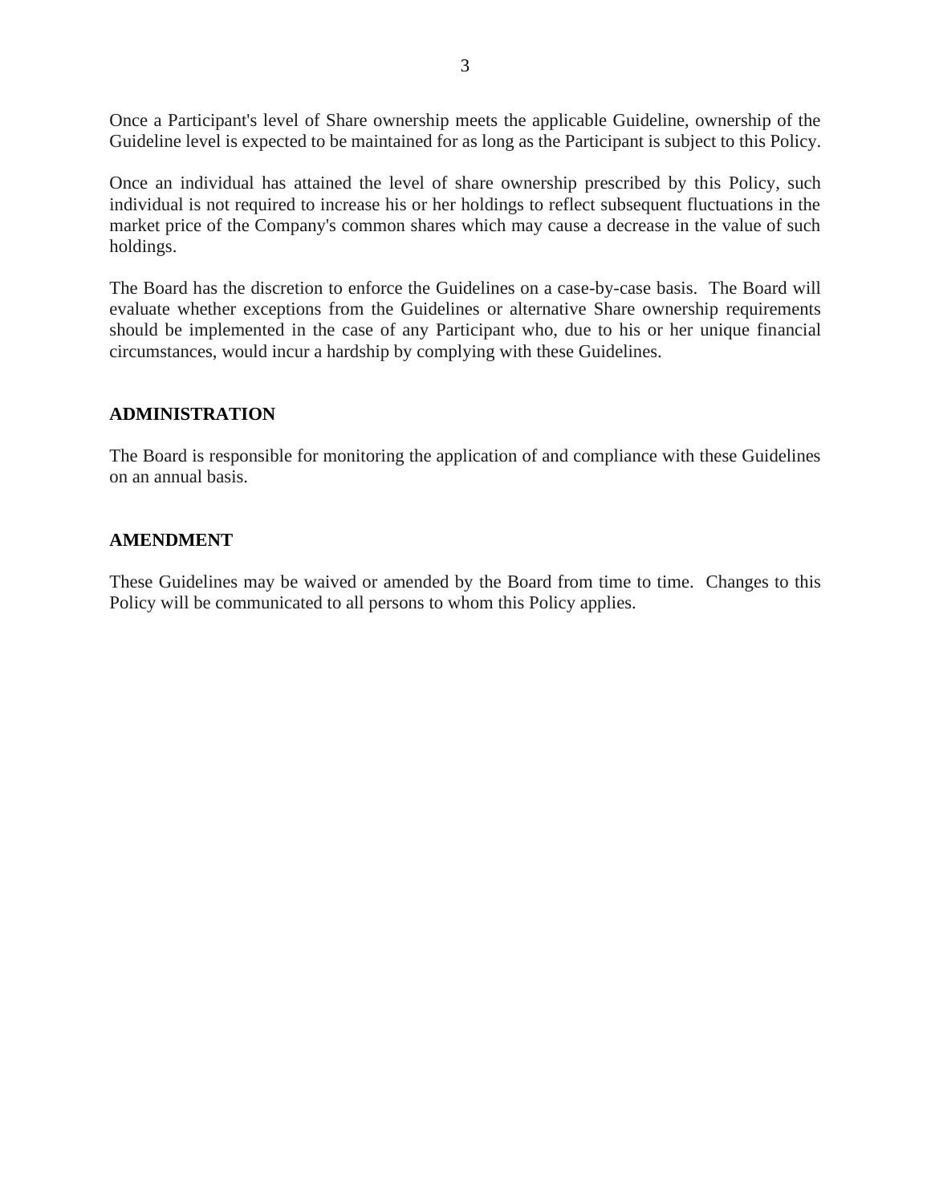Once a Participant's level of Share ownership meets the applicable Guideline, ownership of the Guideline level is expected to be maintained for as long as the Participant is subject to this Policy.

Once an individual has attained the level of share ownership prescribed by this Policy, such individual is not required to increase his or her holdings to reflect subsequent fluctuations in the market price of the Company's common shares which may cause a decrease in the value of such holdings.

The Board has the discretion to enforce the Guidelines on a case-by-case basis. The Board will evaluate whether exceptions from the Guidelines or alternative Share ownership requirements should be implemented in the case of any Participant who, due to his or her unique financial circumstances, would incur a hardship by complying with these Guidelines.

## ADMINISTRATION

The Board is responsible for monitoring the application of and compliance with these Guidelines on an annual basis.

## AMENDMENT

These Guidelines may be waived or amended by the Board from time to time. Changes to this Policy will be communicated to all persons to whom this Policy applies.